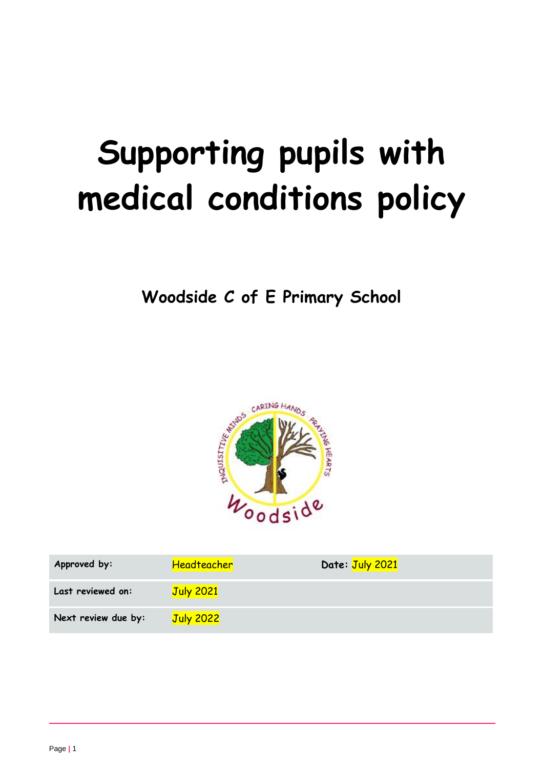# Supporting pupils with medical conditions policy

**Woodside C of E Primary School**

| Approved by: | Headteacher | Date: July 2021 |
|---|---|---|
| Last reviewed on: | July 2021 | |
| Next review due by: | July 2022 | |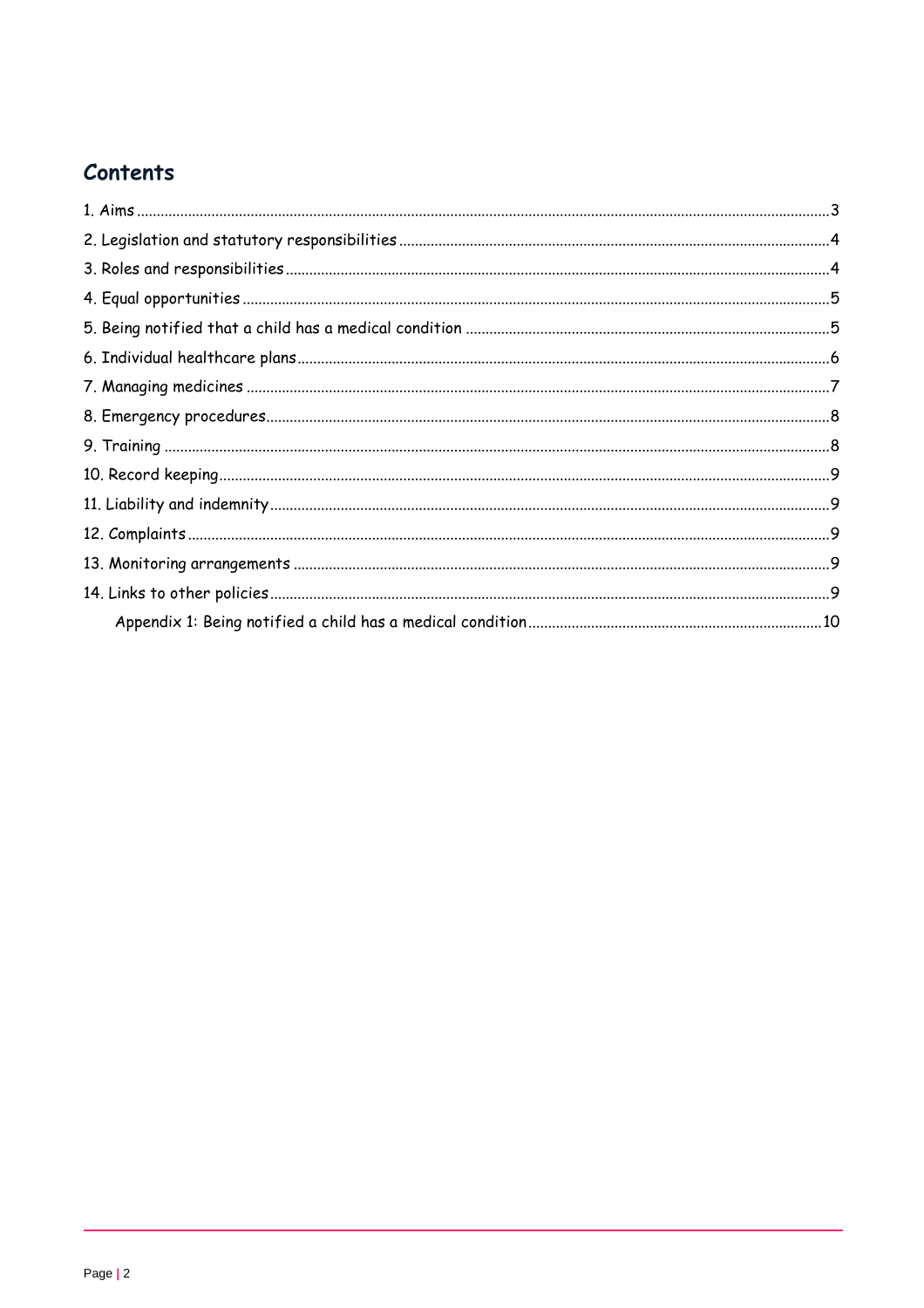## Contents

1. Aims ........ 3
2. Legislation and statutory responsibilities ........ 4
3. Roles and responsibilities ........ 4
4. Equal opportunities ........ 5
5. Being notified that a child has a medical condition ........ 5
6. Individual healthcare plans ........ 6
7. Managing medicines ........ 7
8. Emergency procedures ........ 8
9. Training ........ 8
10. Record keeping ........ 9
11. Liability and indemnity ........ 9
12. Complaints ........ 9
13. Monitoring arrangements ........ 9
14. Links to other policies ........ 9

  Appendix 1: Being notified a child has a medical condition ........ 10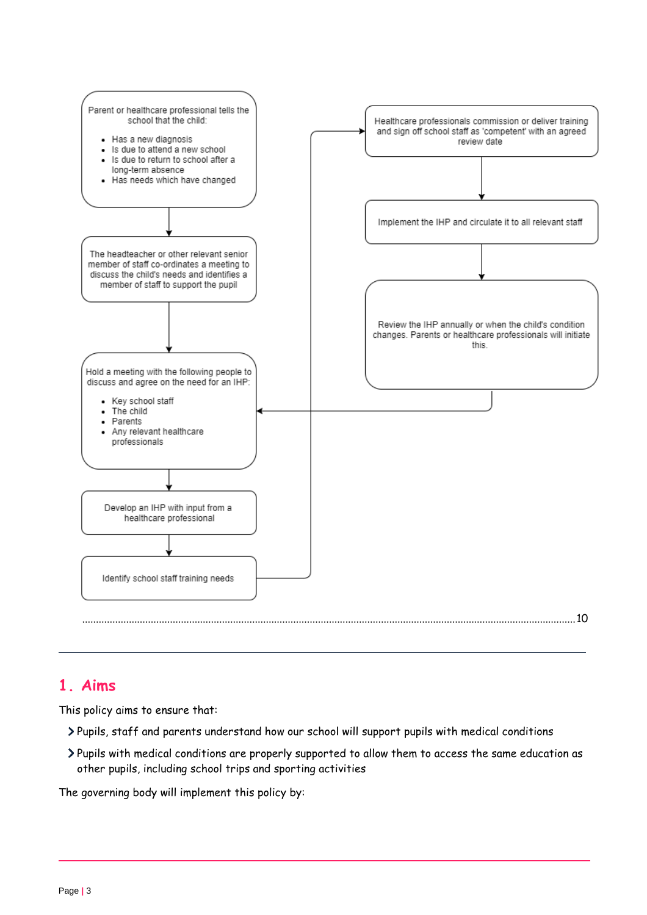Parent or healthcare professional tells the school that the child:

- Has a new diagnosis
- Is due to attend a new school
- Is due to return to school after a long-term absence
- Has needs which have changed

The headteacher or other relevant senior member of staff co-ordinates a meeting to discuss the child's needs and identifies a member of staff to support the pupil

Hold a meeting with the following people to discuss and agree on the need for an IHP:

- Key school staff
- The child
- Parents
- Any relevant healthcare professionals

Develop an IHP with input from a healthcare professional

Identify school staff training needs

Healthcare professionals commission or deliver training and sign off school staff as 'competent' with an agreed review date

Implement the IHP and circulate it to all relevant staff

Review the IHP annually or when the child's condition changes. Parents or healthcare professionals will initiate this.

.......................................................................................................................................................10

## 1. Aims

This policy aims to ensure that:

- Pupils, staff and parents understand how our school will support pupils with medical conditions
- Pupils with medical conditions are properly supported to allow them to access the same education as other pupils, including school trips and sporting activities

The governing body will implement this policy by: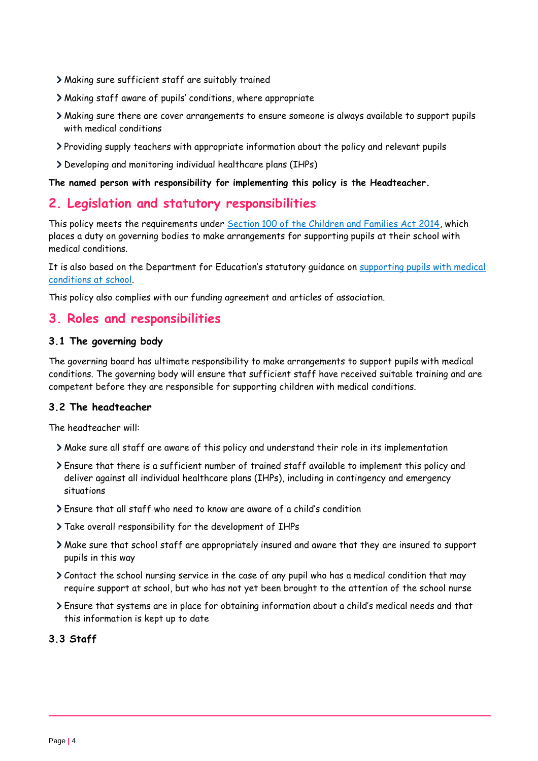- Making sure sufficient staff are suitably trained
- Making staff aware of pupils' conditions, where appropriate
- Making sure there are cover arrangements to ensure someone is always available to support pupils with medical conditions
- Providing supply teachers with appropriate information about the policy and relevant pupils
- Developing and monitoring individual healthcare plans (IHPs)

**The named person with responsibility for implementing this policy is the Headteacher.**

## 2. Legislation and statutory responsibilities

This policy meets the requirements under [Section 100 of the Children and Families Act 2014](), which places a duty on governing bodies to make arrangements for supporting pupils at their school with medical conditions.

It is also based on the Department for Education's statutory guidance on [supporting pupils with medical conditions at school]().

This policy also complies with our funding agreement and articles of association.

## 3. Roles and responsibilities

### 3.1 The governing body

The governing board has ultimate responsibility to make arrangements to support pupils with medical conditions. The governing body will ensure that sufficient staff have received suitable training and are competent before they are responsible for supporting children with medical conditions.

### 3.2 The headteacher

The headteacher will:

- Make sure all staff are aware of this policy and understand their role in its implementation
- Ensure that there is a sufficient number of trained staff available to implement this policy and deliver against all individual healthcare plans (IHPs), including in contingency and emergency situations
- Ensure that all staff who need to know are aware of a child's condition
- Take overall responsibility for the development of IHPs
- Make sure that school staff are appropriately insured and aware that they are insured to support pupils in this way
- Contact the school nursing service in the case of any pupil who has a medical condition that may require support at school, but who has not yet been brought to the attention of the school nurse
- Ensure that systems are in place for obtaining information about a child's medical needs and that this information is kept up to date

### 3.3 Staff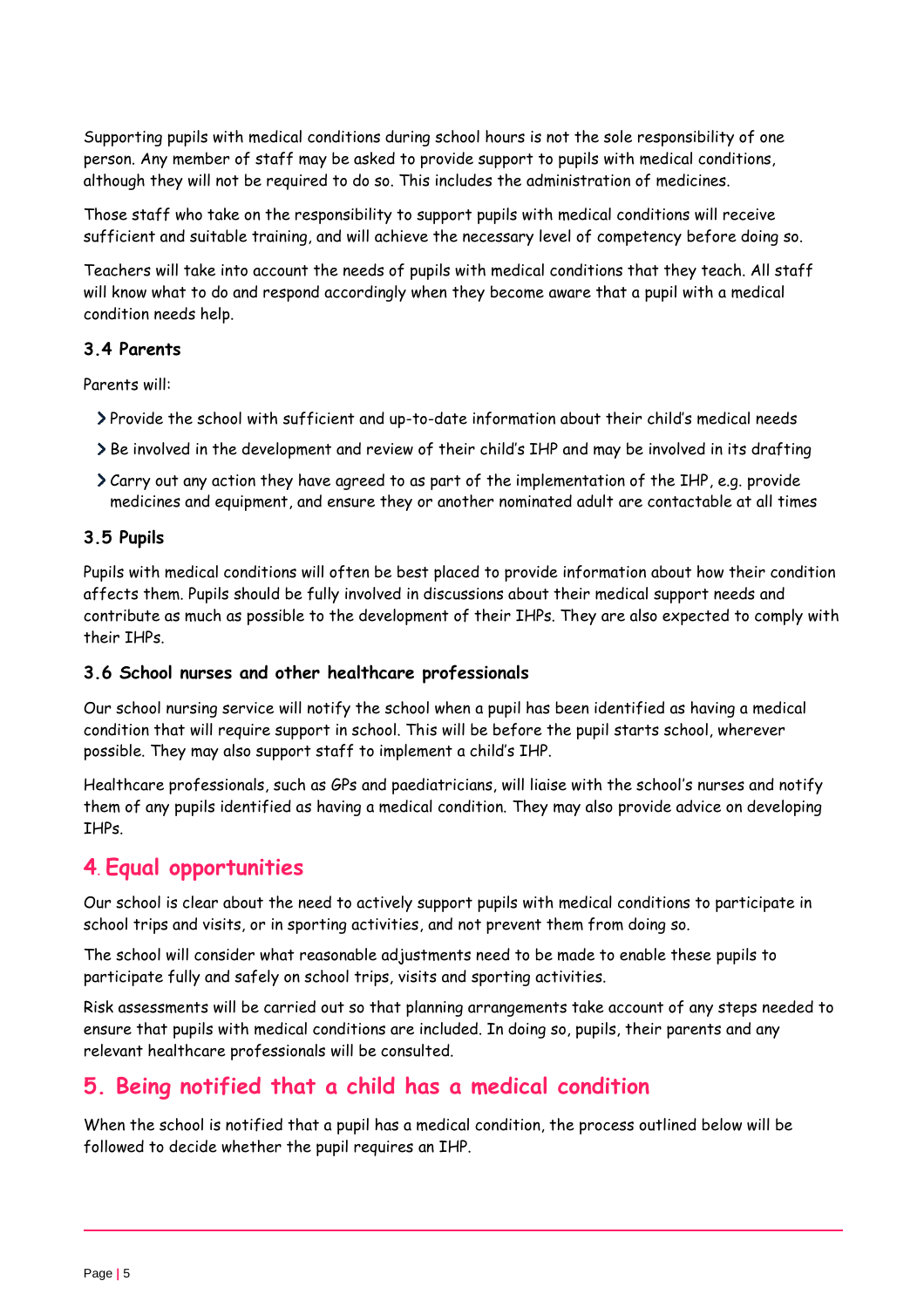Supporting pupils with medical conditions during school hours is not the sole responsibility of one person. Any member of staff may be asked to provide support to pupils with medical conditions, although they will not be required to do so. This includes the administration of medicines.

Those staff who take on the responsibility to support pupils with medical conditions will receive sufficient and suitable training, and will achieve the necessary level of competency before doing so.

Teachers will take into account the needs of pupils with medical conditions that they teach. All staff will know what to do and respond accordingly when they become aware that a pupil with a medical condition needs help.

### 3.4 Parents

Parents will:

- Provide the school with sufficient and up-to-date information about their child's medical needs
- Be involved in the development and review of their child's IHP and may be involved in its drafting
- Carry out any action they have agreed to as part of the implementation of the IHP, e.g. provide medicines and equipment, and ensure they or another nominated adult are contactable at all times

### 3.5 Pupils

Pupils with medical conditions will often be best placed to provide information about how their condition affects them. Pupils should be fully involved in discussions about their medical support needs and contribute as much as possible to the development of their IHPs. They are also expected to comply with their IHPs.

### 3.6 School nurses and other healthcare professionals

Our school nursing service will notify the school when a pupil has been identified as having a medical condition that will require support in school. This will be before the pupil starts school, wherever possible. They may also support staff to implement a child's IHP.

Healthcare professionals, such as GPs and paediatricians, will liaise with the school's nurses and notify them of any pupils identified as having a medical condition. They may also provide advice on developing IHPs.

## 4. Equal opportunities

Our school is clear about the need to actively support pupils with medical conditions to participate in school trips and visits, or in sporting activities, and not prevent them from doing so.

The school will consider what reasonable adjustments need to be made to enable these pupils to participate fully and safely on school trips, visits and sporting activities.

Risk assessments will be carried out so that planning arrangements take account of any steps needed to ensure that pupils with medical conditions are included. In doing so, pupils, their parents and any relevant healthcare professionals will be consulted.

## 5. Being notified that a child has a medical condition

When the school is notified that a pupil has a medical condition, the process outlined below will be followed to decide whether the pupil requires an IHP.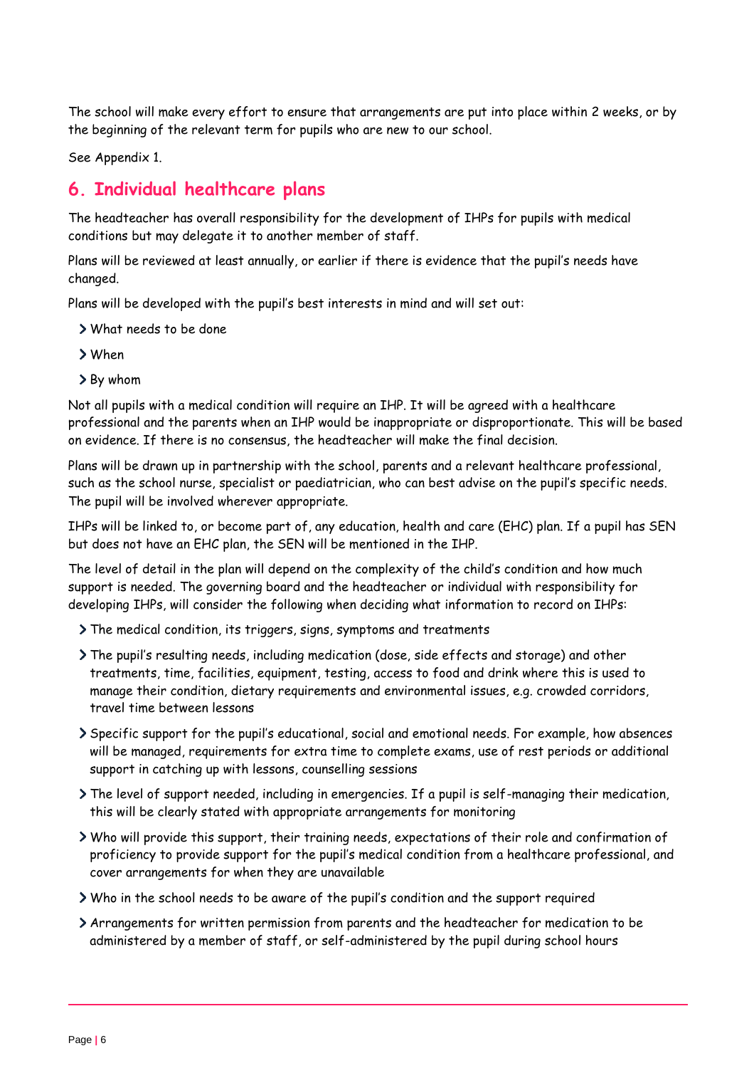The school will make every effort to ensure that arrangements are put into place within 2 weeks, or by the beginning of the relevant term for pupils who are new to our school.

See Appendix 1.

## 6. Individual healthcare plans

The headteacher has overall responsibility for the development of IHPs for pupils with medical conditions but may delegate it to another member of staff.

Plans will be reviewed at least annually, or earlier if there is evidence that the pupil's needs have changed.

Plans will be developed with the pupil's best interests in mind and will set out:

- What needs to be done
- When
- By whom

Not all pupils with a medical condition will require an IHP. It will be agreed with a healthcare professional and the parents when an IHP would be inappropriate or disproportionate. This will be based on evidence. If there is no consensus, the headteacher will make the final decision.

Plans will be drawn up in partnership with the school, parents and a relevant healthcare professional, such as the school nurse, specialist or paediatrician, who can best advise on the pupil's specific needs. The pupil will be involved wherever appropriate.

IHPs will be linked to, or become part of, any education, health and care (EHC) plan. If a pupil has SEN but does not have an EHC plan, the SEN will be mentioned in the IHP.

The level of detail in the plan will depend on the complexity of the child's condition and how much support is needed. The governing board and the headteacher or individual with responsibility for developing IHPs, will consider the following when deciding what information to record on IHPs:

- The medical condition, its triggers, signs, symptoms and treatments
- The pupil's resulting needs, including medication (dose, side effects and storage) and other treatments, time, facilities, equipment, testing, access to food and drink where this is used to manage their condition, dietary requirements and environmental issues, e.g. crowded corridors, travel time between lessons
- Specific support for the pupil's educational, social and emotional needs. For example, how absences will be managed, requirements for extra time to complete exams, use of rest periods or additional support in catching up with lessons, counselling sessions
- The level of support needed, including in emergencies. If a pupil is self-managing their medication, this will be clearly stated with appropriate arrangements for monitoring
- Who will provide this support, their training needs, expectations of their role and confirmation of proficiency to provide support for the pupil's medical condition from a healthcare professional, and cover arrangements for when they are unavailable
- Who in the school needs to be aware of the pupil's condition and the support required
- Arrangements for written permission from parents and the headteacher for medication to be administered by a member of staff, or self-administered by the pupil during school hours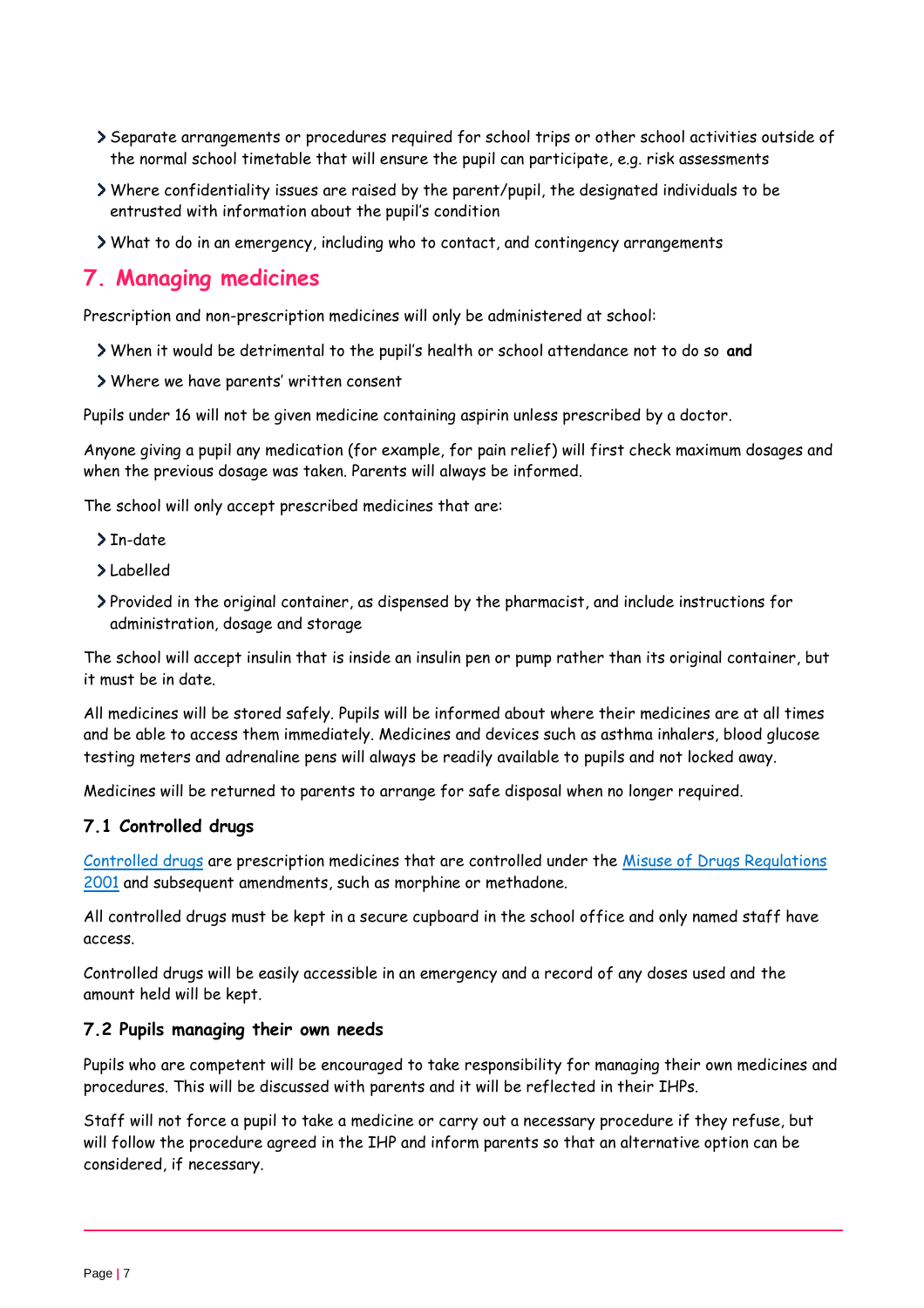- Separate arrangements or procedures required for school trips or other school activities outside of the normal school timetable that will ensure the pupil can participate, e.g. risk assessments
- Where confidentiality issues are raised by the parent/pupil, the designated individuals to be entrusted with information about the pupil's condition
- What to do in an emergency, including who to contact, and contingency arrangements

## 7. Managing medicines

Prescription and non-prescription medicines will only be administered at school:

- When it would be detrimental to the pupil's health or school attendance not to do so **and**
- Where we have parents' written consent

Pupils under 16 will not be given medicine containing aspirin unless prescribed by a doctor.

Anyone giving a pupil any medication (for example, for pain relief) will first check maximum dosages and when the previous dosage was taken. Parents will always be informed.

The school will only accept prescribed medicines that are:

- In-date
- Labelled
- Provided in the original container, as dispensed by the pharmacist, and include instructions for administration, dosage and storage

The school will accept insulin that is inside an insulin pen or pump rather than its original container, but it must be in date.

All medicines will be stored safely. Pupils will be informed about where their medicines are at all times and be able to access them immediately. Medicines and devices such as asthma inhalers, blood glucose testing meters and adrenaline pens will always be readily available to pupils and not locked away.

Medicines will be returned to parents to arrange for safe disposal when no longer required.

### 7.1 Controlled drugs

Controlled drugs are prescription medicines that are controlled under the Misuse of Drugs Regulations 2001 and subsequent amendments, such as morphine or methadone.

All controlled drugs must be kept in a secure cupboard in the school office and only named staff have access.

Controlled drugs will be easily accessible in an emergency and a record of any doses used and the amount held will be kept.

### 7.2 Pupils managing their own needs

Pupils who are competent will be encouraged to take responsibility for managing their own medicines and procedures. This will be discussed with parents and it will be reflected in their IHPs.

Staff will not force a pupil to take a medicine or carry out a necessary procedure if they refuse, but will follow the procedure agreed in the IHP and inform parents so that an alternative option can be considered, if necessary.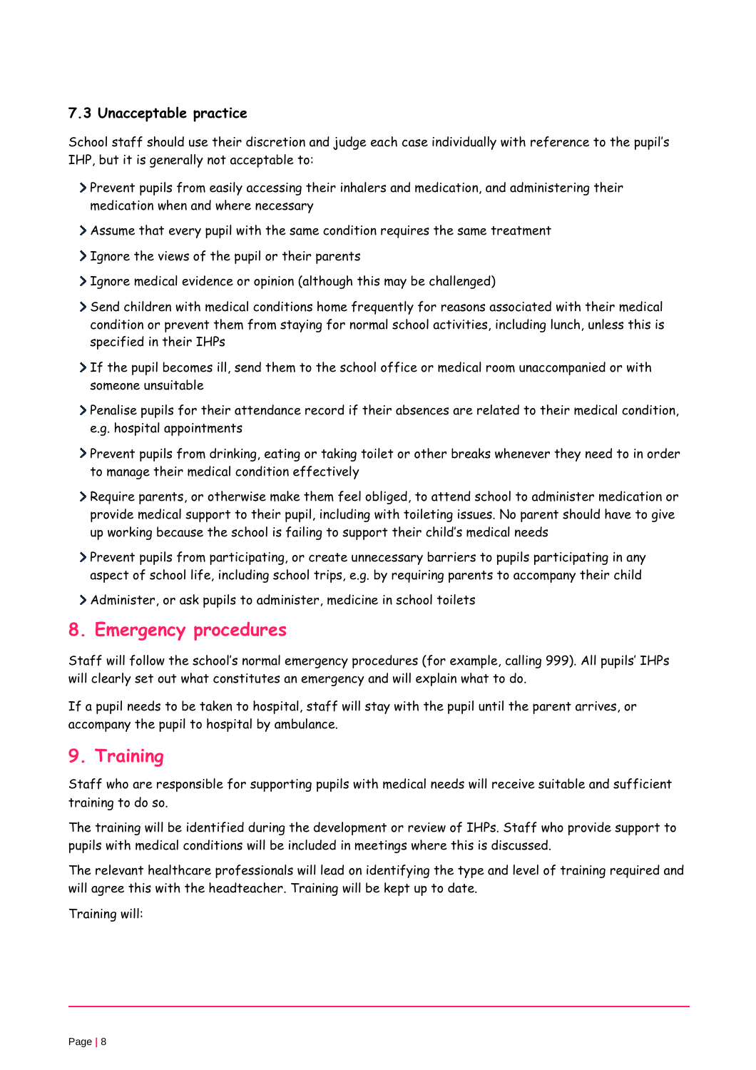### 7.3 Unacceptable practice

School staff should use their discretion and judge each case individually with reference to the pupil's IHP, but it is generally not acceptable to:

- Prevent pupils from easily accessing their inhalers and medication, and administering their medication when and where necessary
- Assume that every pupil with the same condition requires the same treatment
- Ignore the views of the pupil or their parents
- Ignore medical evidence or opinion (although this may be challenged)
- Send children with medical conditions home frequently for reasons associated with their medical condition or prevent them from staying for normal school activities, including lunch, unless this is specified in their IHPs
- If the pupil becomes ill, send them to the school office or medical room unaccompanied or with someone unsuitable
- Penalise pupils for their attendance record if their absences are related to their medical condition, e.g. hospital appointments
- Prevent pupils from drinking, eating or taking toilet or other breaks whenever they need to in order to manage their medical condition effectively
- Require parents, or otherwise make them feel obliged, to attend school to administer medication or provide medical support to their pupil, including with toileting issues. No parent should have to give up working because the school is failing to support their child's medical needs
- Prevent pupils from participating, or create unnecessary barriers to pupils participating in any aspect of school life, including school trips, e.g. by requiring parents to accompany their child
- Administer, or ask pupils to administer, medicine in school toilets

## 8. Emergency procedures

Staff will follow the school's normal emergency procedures (for example, calling 999). All pupils' IHPs will clearly set out what constitutes an emergency and will explain what to do.

If a pupil needs to be taken to hospital, staff will stay with the pupil until the parent arrives, or accompany the pupil to hospital by ambulance.

## 9. Training

Staff who are responsible for supporting pupils with medical needs will receive suitable and sufficient training to do so.

The training will be identified during the development or review of IHPs. Staff who provide support to pupils with medical conditions will be included in meetings where this is discussed.

The relevant healthcare professionals will lead on identifying the type and level of training required and will agree this with the headteacher. Training will be kept up to date.

Training will: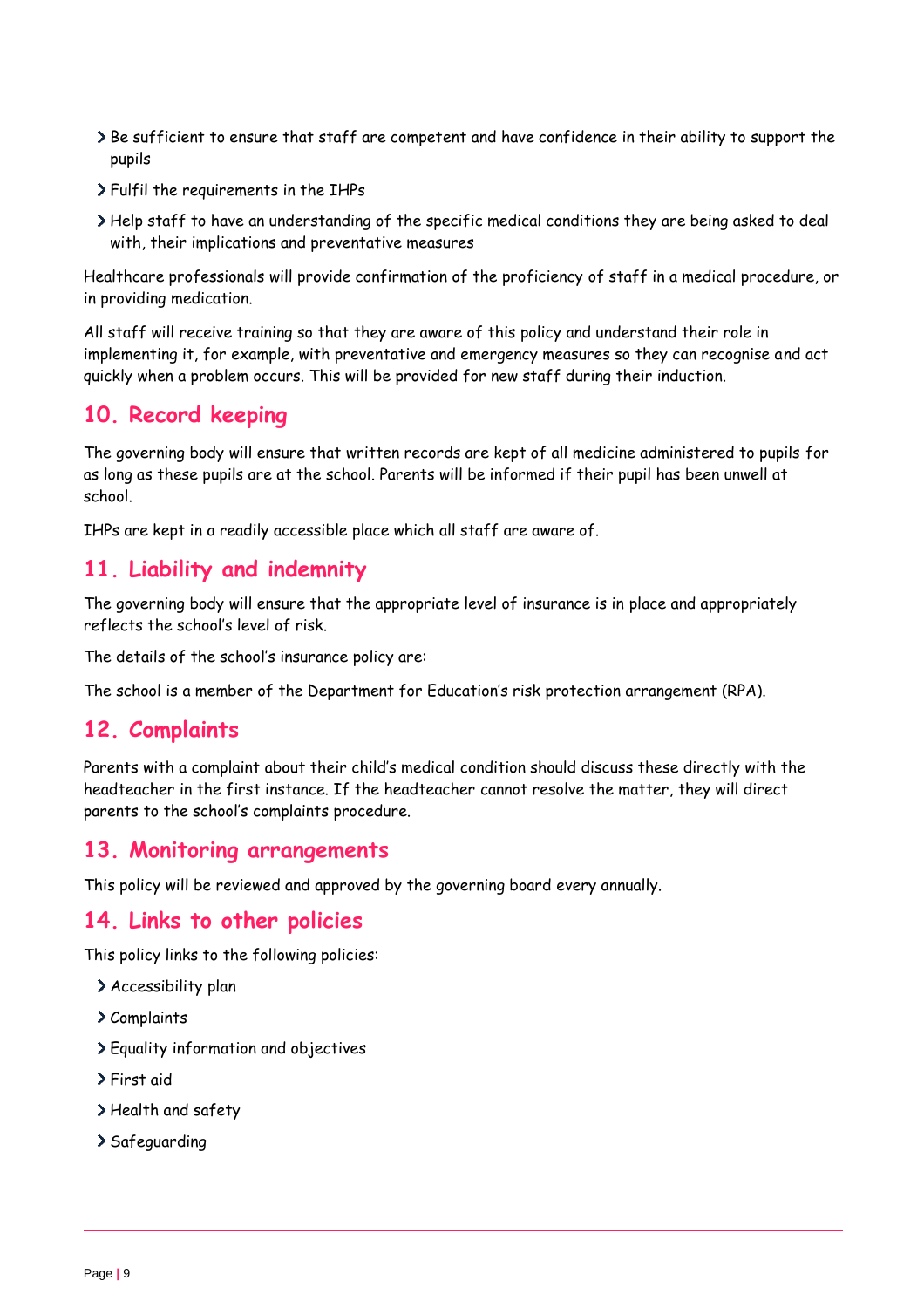- Be sufficient to ensure that staff are competent and have confidence in their ability to support the pupils
- Fulfil the requirements in the IHPs
- Help staff to have an understanding of the specific medical conditions they are being asked to deal with, their implications and preventative measures

Healthcare professionals will provide confirmation of the proficiency of staff in a medical procedure, or in providing medication.

All staff will receive training so that they are aware of this policy and understand their role in implementing it, for example, with preventative and emergency measures so they can recognise and act quickly when a problem occurs. This will be provided for new staff during their induction.

## 10. Record keeping

The governing body will ensure that written records are kept of all medicine administered to pupils for as long as these pupils are at the school. Parents will be informed if their pupil has been unwell at school.

IHPs are kept in a readily accessible place which all staff are aware of.

## 11. Liability and indemnity

The governing body will ensure that the appropriate level of insurance is in place and appropriately reflects the school's level of risk.

The details of the school's insurance policy are:

The school is a member of the Department for Education's risk protection arrangement (RPA).

## 12. Complaints

Parents with a complaint about their child's medical condition should discuss these directly with the headteacher in the first instance. If the headteacher cannot resolve the matter, they will direct parents to the school's complaints procedure.

## 13. Monitoring arrangements

This policy will be reviewed and approved by the governing board every annually.

## 14. Links to other policies

This policy links to the following policies:

- Accessibility plan
- Complaints
- Equality information and objectives
- First aid
- Health and safety
- Safeguarding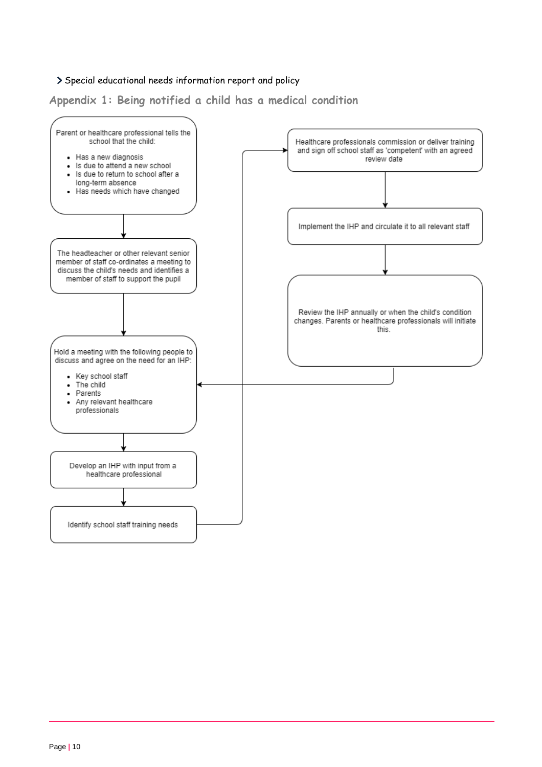## Appendix 1: Being notified a child has a medical condition

Parent or healthcare professional tells the school that the child:

- Has a new diagnosis
- Is due to attend a new school
- Is due to return to school after a long-term absence
- Has needs which have changed

The headteacher or other relevant senior member of staff co-ordinates a meeting to discuss the child's needs and identifies a member of staff to support the pupil

Hold a meeting with the following people to discuss and agree on the need for an IHP:

- Key school staff
- The child
- Parents
- Any relevant healthcare professionals

Develop an IHP with input from a healthcare professional

Identify school staff training needs

Healthcare professionals commission or deliver training and sign off school staff as 'competent' with an agreed review date

Implement the IHP and circulate it to all relevant staff

Review the IHP annually or when the child's condition changes. Parents or healthcare professionals will initiate this.